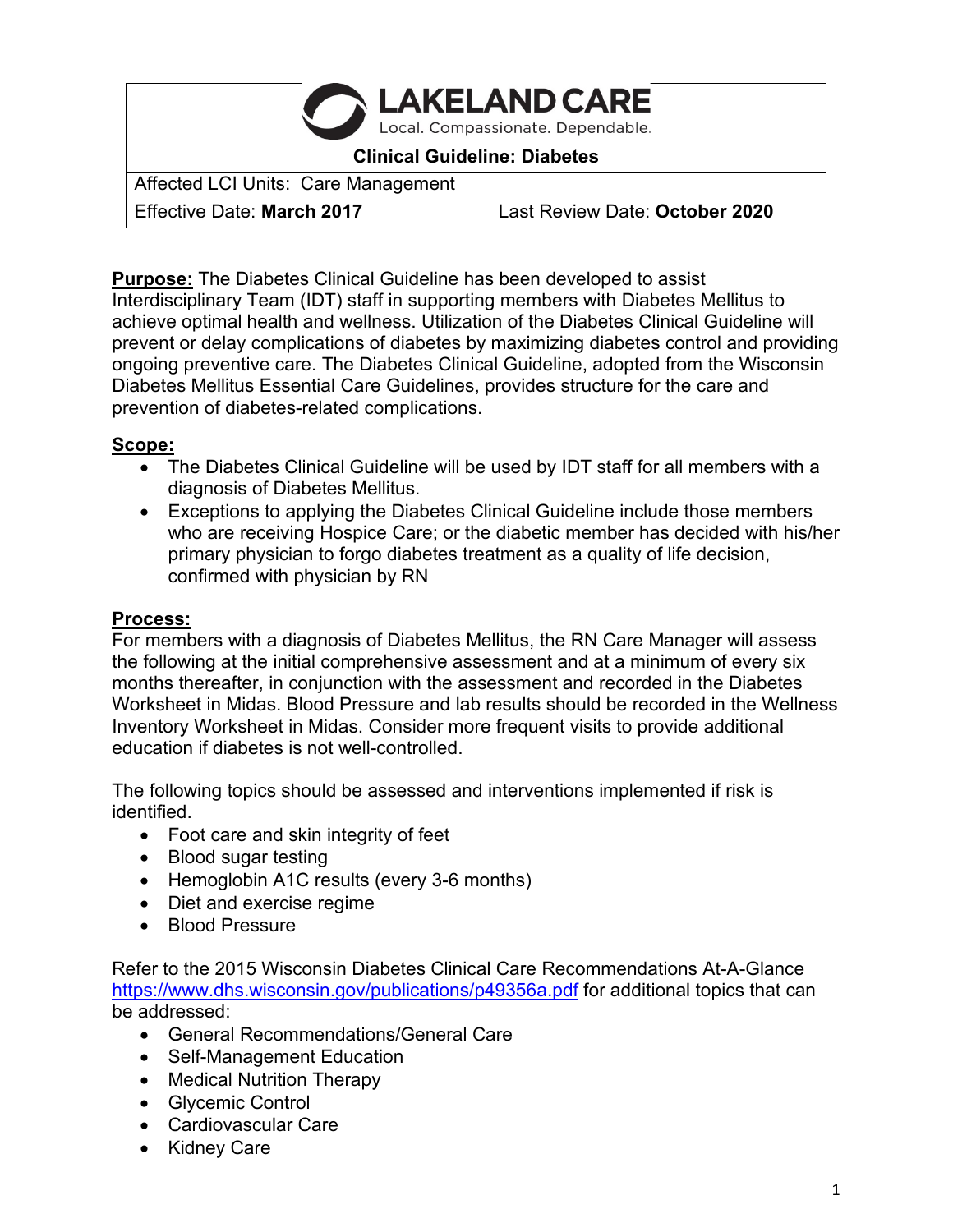# LAKELAND CARE

Local. Compassionate. Dependable.

| Clinical Guideline: Diabetes | |
|---|---|
| Affected LCI Units: Care Management | |
| Effective Date: **March 2017** | Last Review Date: **October 2020** |

**Purpose:** The Diabetes Clinical Guideline has been developed to assist Interdisciplinary Team (IDT) staff in supporting members with Diabetes Mellitus to achieve optimal health and wellness. Utilization of the Diabetes Clinical Guideline will prevent or delay complications of diabetes by maximizing diabetes control and providing ongoing preventive care. The Diabetes Clinical Guideline, adopted from the Wisconsin Diabetes Mellitus Essential Care Guidelines, provides structure for the care and prevention of diabetes-related complications.

**Scope:**

- The Diabetes Clinical Guideline will be used by IDT staff for all members with a diagnosis of Diabetes Mellitus.
- Exceptions to applying the Diabetes Clinical Guideline include those members who are receiving Hospice Care; or the diabetic member has decided with his/her primary physician to forgo diabetes treatment as a quality of life decision, confirmed with physician by RN

**Process:**

For members with a diagnosis of Diabetes Mellitus, the RN Care Manager will assess the following at the initial comprehensive assessment and at a minimum of every six months thereafter, in conjunction with the assessment and recorded in the Diabetes Worksheet in Midas. Blood Pressure and lab results should be recorded in the Wellness Inventory Worksheet in Midas. Consider more frequent visits to provide additional education if diabetes is not well-controlled.

The following topics should be assessed and interventions implemented if risk is identified.

- Foot care and skin integrity of feet
- Blood sugar testing
- Hemoglobin A1C results (every 3-6 months)
- Diet and exercise regime
- Blood Pressure

Refer to the 2015 Wisconsin Diabetes Clinical Care Recommendations At-A-Glance https://www.dhs.wisconsin.gov/publications/p49356a.pdf for additional topics that can be addressed:

- General Recommendations/General Care
- Self-Management Education
- Medical Nutrition Therapy
- Glycemic Control
- Cardiovascular Care
- Kidney Care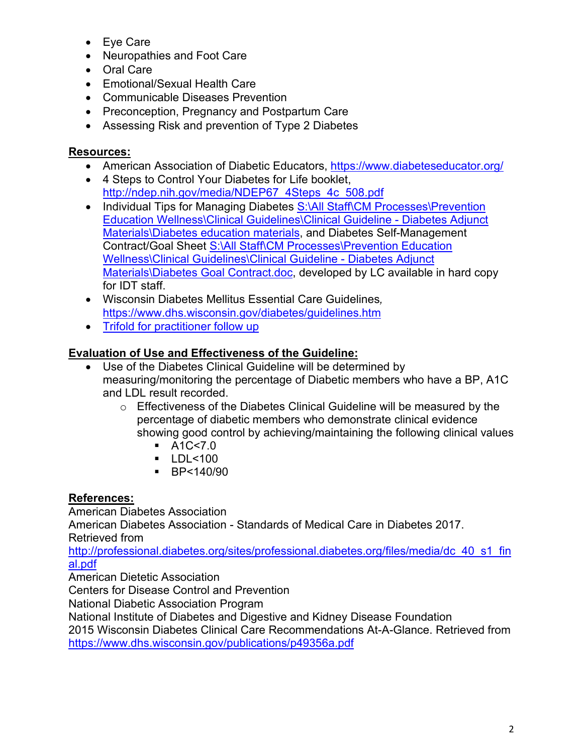- Eye Care
- Neuropathies and Foot Care
- Oral Care
- Emotional/Sexual Health Care
- Communicable Diseases Prevention
- Preconception, Pregnancy and Postpartum Care
- Assessing Risk and prevention of Type 2 Diabetes

**Resources:**

- American Association of Diabetic Educators, https://www.diabeteseducator.org/
- 4 Steps to Control Your Diabetes for Life booklet, http://ndep.nih.gov/media/NDEP67_4Steps_4c_508.pdf
- Individual Tips for Managing Diabetes S:\All Staff\CM Processes\Prevention Education Wellness\Clinical Guidelines\Clinical Guideline - Diabetes Adjunct Materials\Diabetes education materials, and Diabetes Self-Management Contract/Goal Sheet S:\All Staff\CM Processes\Prevention Education Wellness\Clinical Guidelines\Clinical Guideline - Diabetes Adjunct Materials\Diabetes Goal Contract.doc, developed by LC available in hard copy for IDT staff.
- Wisconsin Diabetes Mellitus Essential Care Guidelines, https://www.dhs.wisconsin.gov/diabetes/guidelines.htm
- Trifold for practitioner follow up

**Evaluation of Use and Effectiveness of the Guideline:**

- Use of the Diabetes Clinical Guideline will be determined by measuring/monitoring the percentage of Diabetic members who have a BP, A1C and LDL result recorded.
  - Effectiveness of the Diabetes Clinical Guideline will be measured by the percentage of diabetic members who demonstrate clinical evidence showing good control by achieving/maintaining the following clinical values
    - A1C<7.0
    - LDL<100
    - BP<140/90

**References:**

American Diabetes Association
American Diabetes Association - Standards of Medical Care in Diabetes 2017. Retrieved from http://professional.diabetes.org/sites/professional.diabetes.org/files/media/dc_40_s1_final.pdf
American Dietetic Association
Centers for Disease Control and Prevention
National Diabetic Association Program
National Institute of Diabetes and Digestive and Kidney Disease Foundation
2015 Wisconsin Diabetes Clinical Care Recommendations At-A-Glance. Retrieved from https://www.dhs.wisconsin.gov/publications/p49356a.pdf